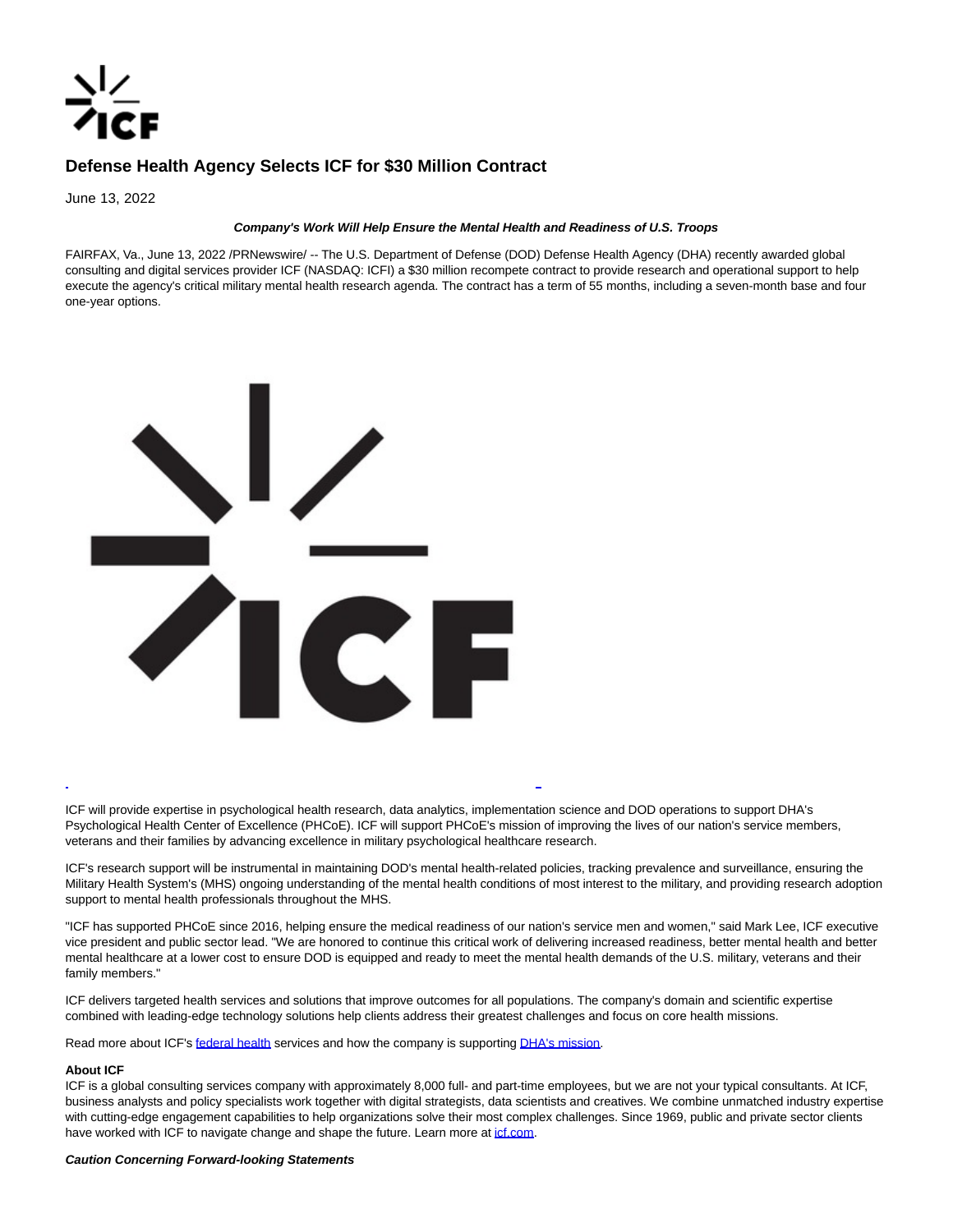# Defense Health Agency Selects ICF for $30 Million Contract

June 13, 2022

***Company's Work Will Help Ensure the Mental Health and Readiness of U.S. Troops***

FAIRFAX, Va., June 13, 2022 /PRNewswire/ -- The U.S. Department of Defense (DOD) Defense Health Agency (DHA) recently awarded global consulting and digital services provider ICF (NASDAQ: ICFI) a $30 million recompete contract to provide research and operational support to help execute the agency's critical military mental health research agenda. The contract has a term of 55 months, including a seven-month base and four one-year options.

ICF will provide expertise in psychological health research, data analytics, implementation science and DOD operations to support DHA's Psychological Health Center of Excellence (PHCoE). ICF will support PHCoE's mission of improving the lives of our nation's service members, veterans and their families by advancing excellence in military psychological healthcare research.

ICF's research support will be instrumental in maintaining DOD's mental health-related policies, tracking prevalence and surveillance, ensuring the Military Health System's (MHS) ongoing understanding of the mental health conditions of most interest to the military, and providing research adoption support to mental health professionals throughout the MHS.

"ICF has supported PHCoE since 2016, helping ensure the medical readiness of our nation's service men and women," said Mark Lee, ICF executive vice president and public sector lead. "We are honored to continue this critical work of delivering increased readiness, better mental health and better mental healthcare at a lower cost to ensure DOD is equipped and ready to meet the mental health demands of the U.S. military, veterans and their family members."

ICF delivers targeted health services and solutions that improve outcomes for all populations. The company's domain and scientific expertise combined with leading-edge technology solutions help clients address their greatest challenges and focus on core health missions.

Read more about ICF's federal health services and how the company is supporting DHA's mission.

**About ICF**

ICF is a global consulting services company with approximately 8,000 full- and part-time employees, but we are not your typical consultants. At ICF, business analysts and policy specialists work together with digital strategists, data scientists and creatives. We combine unmatched industry expertise with cutting-edge engagement capabilities to help organizations solve their most complex challenges. Since 1969, public and private sector clients have worked with ICF to navigate change and shape the future. Learn more at icf.com.

***Caution Concerning Forward-looking Statements***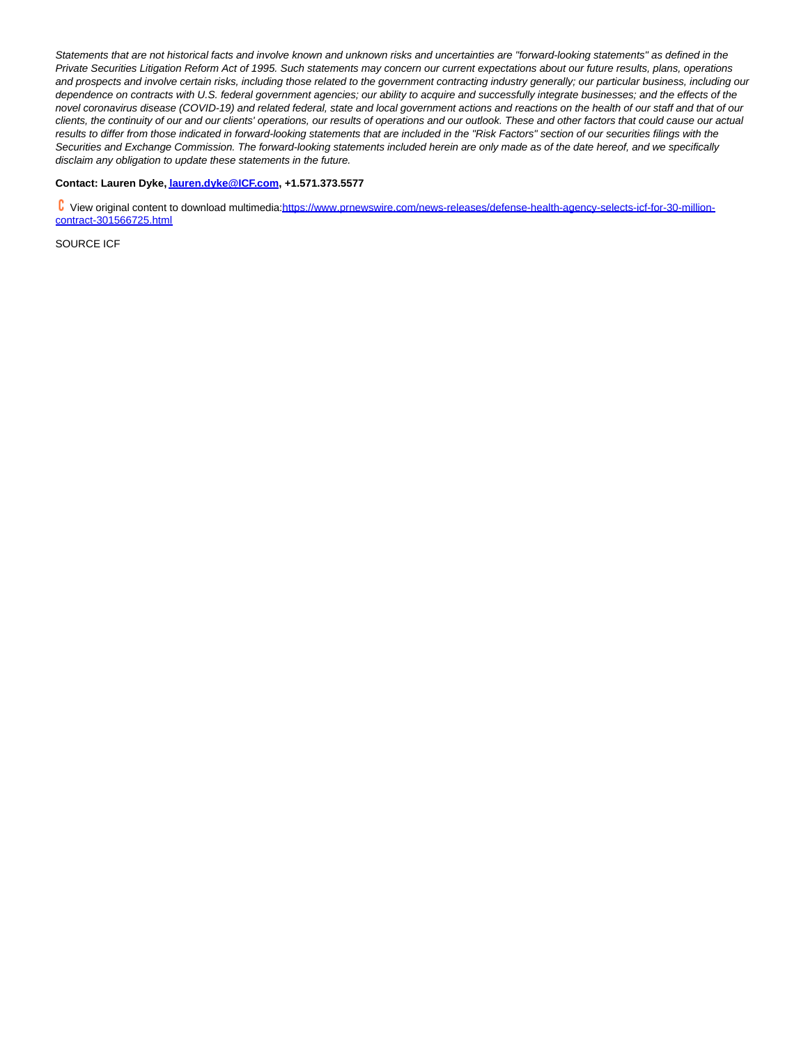*Statements that are not historical facts and involve known and unknown risks and uncertainties are "forward-looking statements" as defined in the Private Securities Litigation Reform Act of 1995. Such statements may concern our current expectations about our future results, plans, operations and prospects and involve certain risks, including those related to the government contracting industry generally; our particular business, including our dependence on contracts with U.S. federal government agencies; our ability to acquire and successfully integrate businesses; and the effects of the novel coronavirus disease (COVID-19) and related federal, state and local government actions and reactions on the health of our staff and that of our clients, the continuity of our and our clients' operations, our results of operations and our outlook. These and other factors that could cause our actual results to differ from those indicated in forward-looking statements that are included in the "Risk Factors" section of our securities filings with the Securities and Exchange Commission. The forward-looking statements included herein are only made as of the date hereof, and we specifically disclaim any obligation to update these statements in the future.*

**Contact: Lauren Dyke, lauren.dyke@ICF.com, +1.571.373.5577**

View original content to download multimedia:https://www.prnewswire.com/news-releases/defense-health-agency-selects-icf-for-30-million-contract-301566725.html

SOURCE ICF